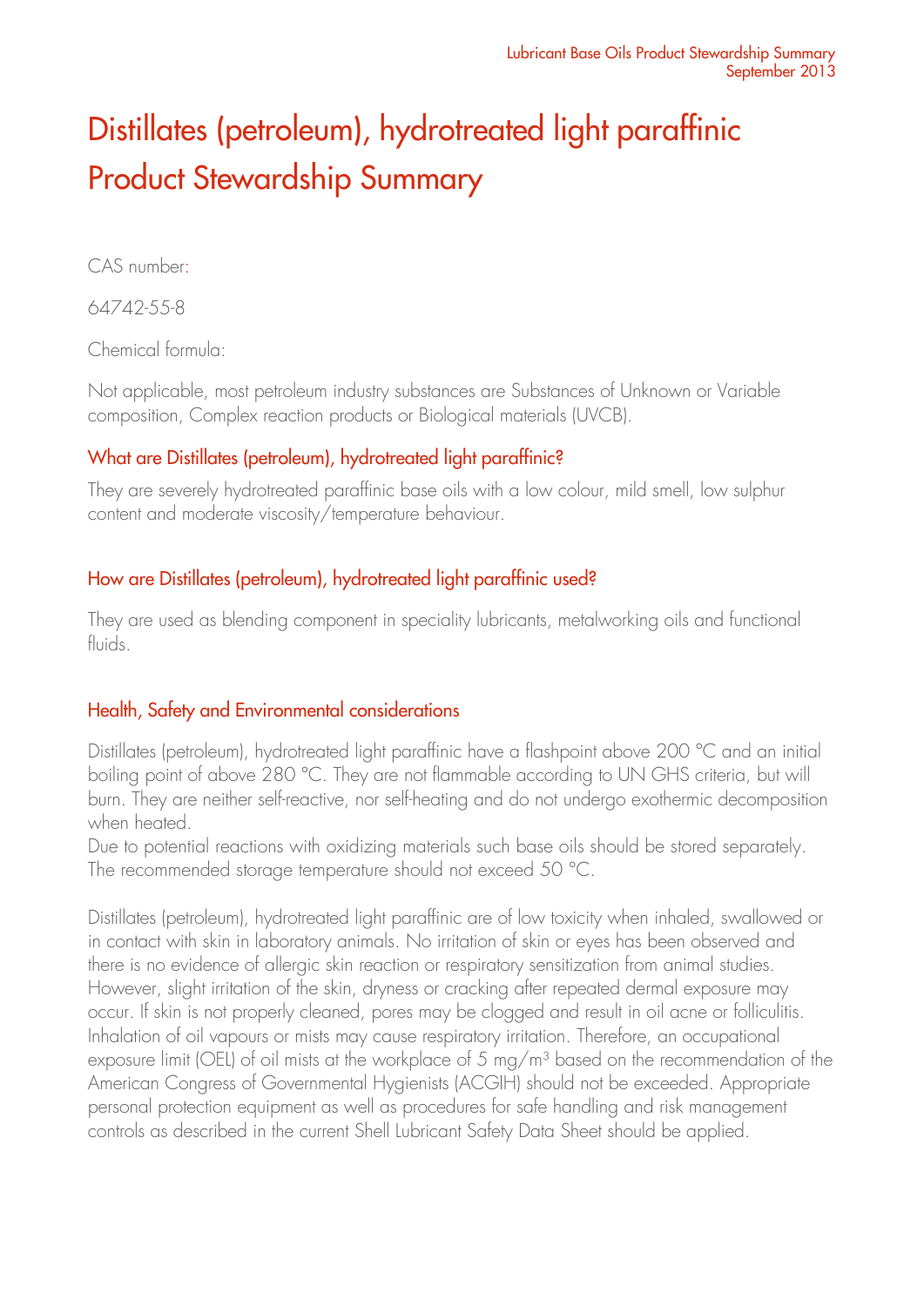# Distillates (petroleum), hydrotreated light paraffinic Product Stewardship Summary

CAS number:

64742-55-8

Chemical formula:

Not applicable, most petroleum industry substances are Substances of Unknown or Variable composition, Complex reaction products or Biological materials (UVCB).

## What are Distillates (petroleum), hydrotreated light paraffinic?

They are severely hydrotreated paraffinic base oils with a low colour, mild smell, low sulphur content and moderate viscosity/temperature behaviour.

## How are Distillates (petroleum), hydrotreated light paraffinic used?

They are used as blending component in speciality lubricants, metalworking oils and functional fluids.

## Health, Safety and Environmental considerations

Distillates (petroleum), hydrotreated light paraffinic have a flashpoint above 200 °C and an initial boiling point of above 280 °C. They are not flammable according to UN GHS criteria, but will burn. They are neither self-reactive, nor self-heating and do not undergo exothermic decomposition when heated.
Due to potential reactions with oxidizing materials such base oils should be stored separately. The recommended storage temperature should not exceed 50 °C.

Distillates (petroleum), hydrotreated light paraffinic are of low toxicity when inhaled, swallowed or in contact with skin in laboratory animals. No irritation of skin or eyes has been observed and there is no evidence of allergic skin reaction or respiratory sensitization from animal studies. However, slight irritation of the skin, dryness or cracking after repeated dermal exposure may occur. If skin is not properly cleaned, pores may be clogged and result in oil acne or folliculitis. Inhalation of oil vapours or mists may cause respiratory irritation. Therefore, an occupational exposure limit (OEL) of oil mists at the workplace of 5 mg/m$^3$ based on the recommendation of the American Congress of Governmental Hygienists (ACGIH) should not be exceeded. Appropriate personal protection equipment as well as procedures for safe handling and risk management controls as described in the current Shell Lubricant Safety Data Sheet should be applied.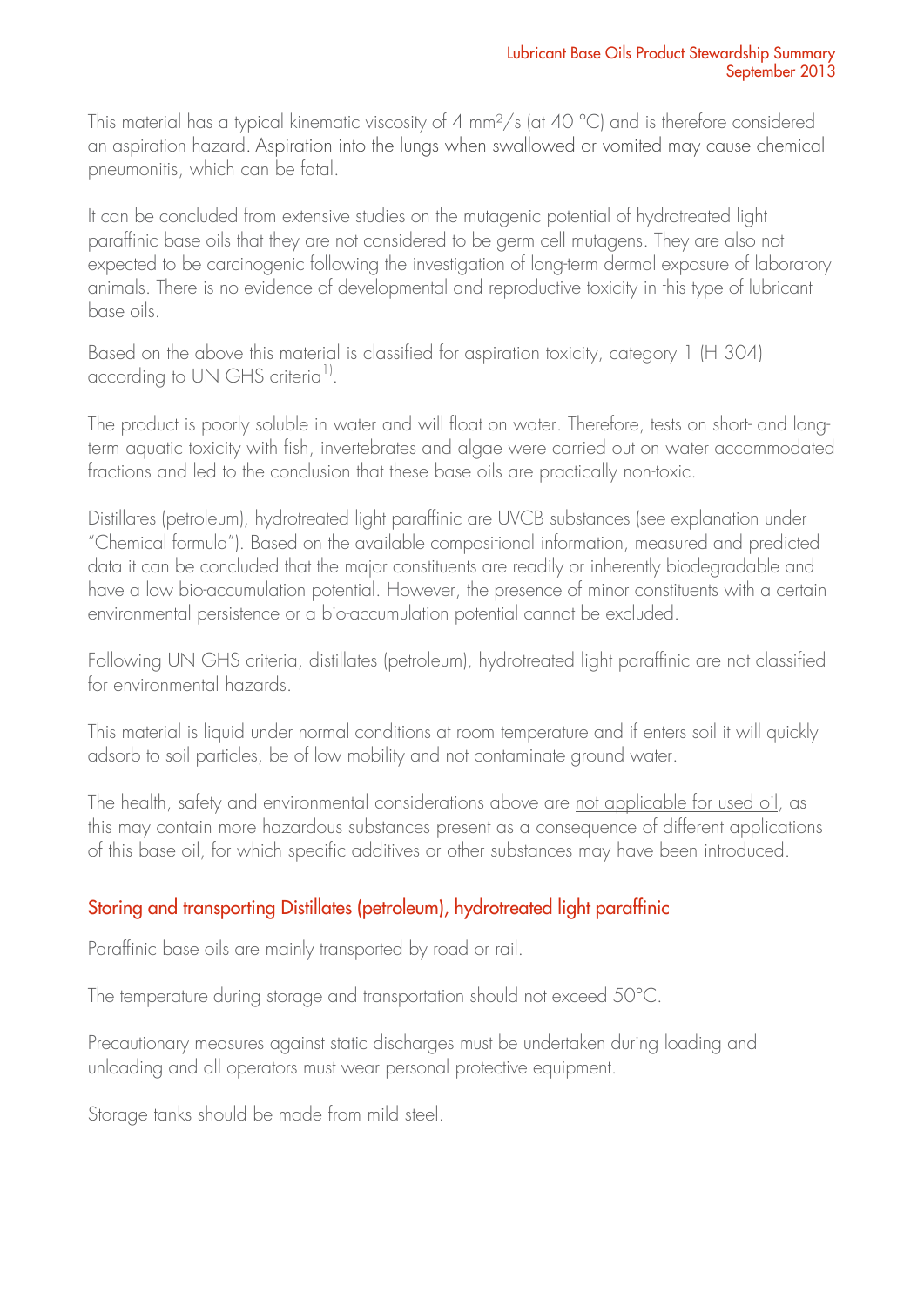This material has a typical kinematic viscosity of 4 $mm^2/s$ (at 40 °C) and is therefore considered an aspiration hazard. Aspiration into the lungs when swallowed or vomited may cause chemical pneumonitis, which can be fatal.

It can be concluded from extensive studies on the mutagenic potential of hydrotreated light paraffinic base oils that they are not considered to be germ cell mutagens. They are also not expected to be carcinogenic following the investigation of long-term dermal exposure of laboratory animals. There is no evidence of developmental and reproductive toxicity in this type of lubricant base oils.

Based on the above this material is classified for aspiration toxicity, category 1 (H 304) according to UN GHS criteria[1].

The product is poorly soluble in water and will float on water. Therefore, tests on short- and long-term aquatic toxicity with fish, invertebrates and algae were carried out on water accommodated fractions and led to the conclusion that these base oils are practically non-toxic.

Distillates (petroleum), hydrotreated light paraffinic are UVCB substances (see explanation under "Chemical formula"). Based on the available compositional information, measured and predicted data it can be concluded that the major constituents are readily or inherently biodegradable and have a low bio-accumulation potential. However, the presence of minor constituents with a certain environmental persistence or a bio-accumulation potential cannot be excluded.

Following UN GHS criteria, distillates (petroleum), hydrotreated light paraffinic are not classified for environmental hazards.

This material is liquid under normal conditions at room temperature and if enters soil it will quickly adsorb to soil particles, be of low mobility and not contaminate ground water.

The health, safety and environmental considerations above are not applicable for used oil, as this may contain more hazardous substances present as a consequence of different applications of this base oil, for which specific additives or other substances may have been introduced.

## Storing and transporting Distillates (petroleum), hydrotreated light paraffinic

Paraffinic base oils are mainly transported by road or rail.

The temperature during storage and transportation should not exceed 50°C.

Precautionary measures against static discharges must be undertaken during loading and unloading and all operators must wear personal protective equipment.

Storage tanks should be made from mild steel.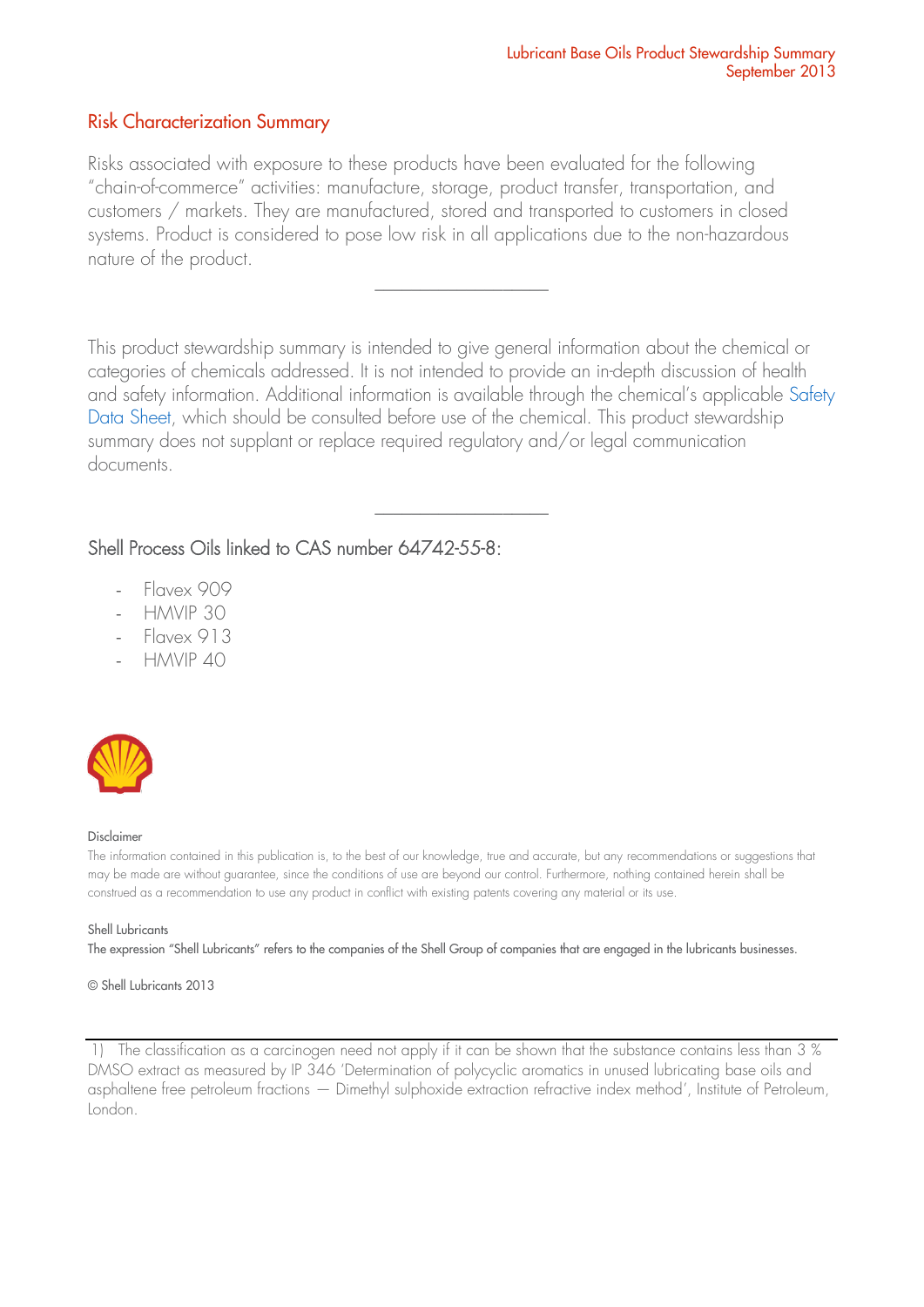## Risk Characterization Summary

Risks associated with exposure to these products have been evaluated for the following "chain-of-commerce" activities: manufacture, storage, product transfer, transportation, and customers / markets. They are manufactured, stored and transported to customers in closed systems. Product is considered to pose low risk in all applications due to the non-hazardous nature of the product.

---

This product stewardship summary is intended to give general information about the chemical or categories of chemicals addressed. It is not intended to provide an in-depth discussion of health and safety information. Additional information is available through the chemical's applicable Safety Data Sheet, which should be consulted before use of the chemical. This product stewardship summary does not supplant or replace required regulatory and/or legal communication documents.

---

## Shell Process Oils linked to CAS number 64742-55-8:

- Flavex 909
- HMVIP 30
- Flavex 913
- HMVIP 40

Disclaimer

The information contained in this publication is, to the best of our knowledge, true and accurate, but any recommendations or suggestions that may be made are without guarantee, since the conditions of use are beyond our control. Furthermore, nothing contained herein shall be construed as a recommendation to use any product in conflict with existing patents covering any material or its use.

Shell Lubricants

The expression "Shell Lubricants" refers to the companies of the Shell Group of companies that are engaged in the lubricants businesses.

© Shell Lubricants 2013

---

1) The classification as a carcinogen need not apply if it can be shown that the substance contains less than 3 % DMSO extract as measured by IP 346 'Determination of polycyclic aromatics in unused lubricating base oils and asphaltene free petroleum fractions — Dimethyl sulphoxide extraction refractive index method', Institute of Petroleum, London.